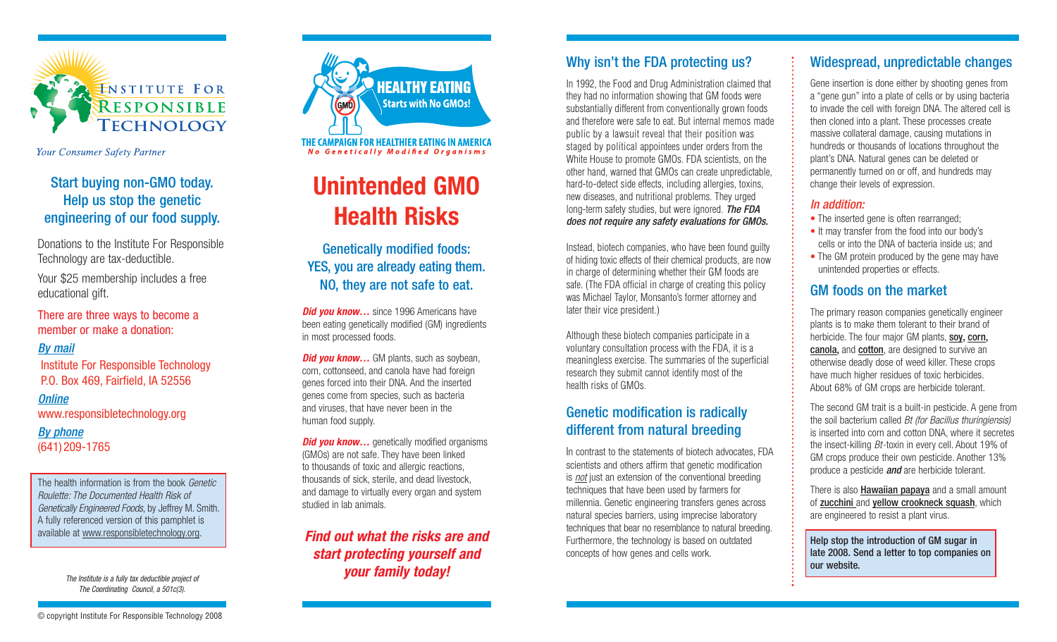# Institute For Responsible Technology

*Your Consumer Safety Partner*

## Start buying non-GMO today. Help us stop the genetic engineering of our food supply.

Donations to the Institute For Responsible Technology are tax-deductible.

Your $25 membership includes a free educational gift.

There are three ways to become a member or make a donation:

***By mail***

Institute For Responsible Technology
P.O. Box 469, Fairfield, IA 52556

***Online***

www.responsibletechnology.org

***By phone***

(641) 209-1765

The health information is from the book *Genetic Roulette: The Documented Health Risk of Genetically Engineered Foods*, by Jeffrey M. Smith. A fully referenced version of this pamphlet is available at www.responsibletechnology.org.

*The Institute is a fully tax deductible project of The Coordinating Council, a 501c(3).*

© copyright Institute For Responsible Technology 2008

**HEALTHY EATING Starts with No GMOs!**

**THE CAMPAIGN FOR HEALTHIER EATING IN AMERICA**
***No Genetically Modified Organisms***

# Unintended GMO Health Risks

## Genetically modified foods: YES, you are already eating them. NO, they are not safe to eat.

***Did you know…*** since 1996 Americans have been eating genetically modified (GM) ingredients in most processed foods.

***Did you know…*** GM plants, such as soybean, corn, cottonseed, and canola have had foreign genes forced into their DNA. And the inserted genes come from species, such as bacteria and viruses, that have never been in the human food supply.

***Did you know…*** genetically modified organisms (GMOs) are not safe. They have been linked to thousands of toxic and allergic reactions, thousands of sick, sterile, and dead livestock, and damage to virtually every organ and system studied in lab animals.

***Find out what the risks are and start protecting yourself and your family today!***

## Why isn't the FDA protecting us?

In 1992, the Food and Drug Administration claimed that they had no information showing that GM foods were substantially different from conventionally grown foods and therefore were safe to eat. But internal memos made public by a lawsuit reveal that their position was staged by political appointees under orders from the White House to promote GMOs. FDA scientists, on the other hand, warned that GMOs can create unpredictable, hard-to-detect side effects, including allergies, toxins, new diseases, and nutritional problems. They urged long-term safety studies, but were ignored. ***The FDA does not require any safety evaluations for GMOs.***

Instead, biotech companies, who have been found guilty of hiding toxic effects of their chemical products, are now in charge of determining whether their GM foods are safe. (The FDA official in charge of creating this policy was Michael Taylor, Monsanto's former attorney and later their vice president.)

Although these biotech companies participate in a voluntary consultation process with the FDA, it is a meaningless exercise. The summaries of the superficial research they submit cannot identify most of the health risks of GMOs.

## Genetic modification is radically different from natural breeding

In contrast to the statements of biotech advocates, FDA scientists and others affirm that genetic modification is *not* just an extension of the conventional breeding techniques that have been used by farmers for millennia. Genetic engineering transfers genes across natural species barriers, using imprecise laboratory techniques that bear no resemblance to natural breeding. Furthermore, the technology is based on outdated concepts of how genes and cells work.

## Widespread, unpredictable changes

Gene insertion is done either by shooting genes from a "gene gun" into a plate of cells or by using bacteria to invade the cell with foreign DNA. The altered cell is then cloned into a plant. These processes create massive collateral damage, causing mutations in hundreds or thousands of locations throughout the plant's DNA. Natural genes can be deleted or permanently turned on or off, and hundreds may change their levels of expression.

### *In addition:*

- The inserted gene is often rearranged;
- It may transfer from the food into our body's cells or into the DNA of bacteria inside us; and
- The GM protein produced by the gene may have unintended properties or effects.

## GM foods on the market

The primary reason companies genetically engineer plants is to make them tolerant to their brand of herbicide. The four major GM plants, **soy, corn, canola,** and **cotton**, are designed to survive an otherwise deadly dose of weed killer. These crops have much higher residues of toxic herbicides. About 68% of GM crops are herbicide tolerant.

The second GM trait is a built-in pesticide. A gene from the soil bacterium called *Bt (for Bacillus thuringiensis)* is inserted into corn and cotton DNA, where it secretes the insect-killing *Bt*-toxin in every cell. About 19% of GM crops produce their own pesticide. Another 13% produce a pesticide ***and*** are herbicide tolerant.

There is also **Hawaiian papaya** and a small amount of **zucchini** and **yellow crookneck squash**, which are engineered to resist a plant virus.

**Help stop the introduction of GM sugar in late 2008. Send a letter to top companies on our website.**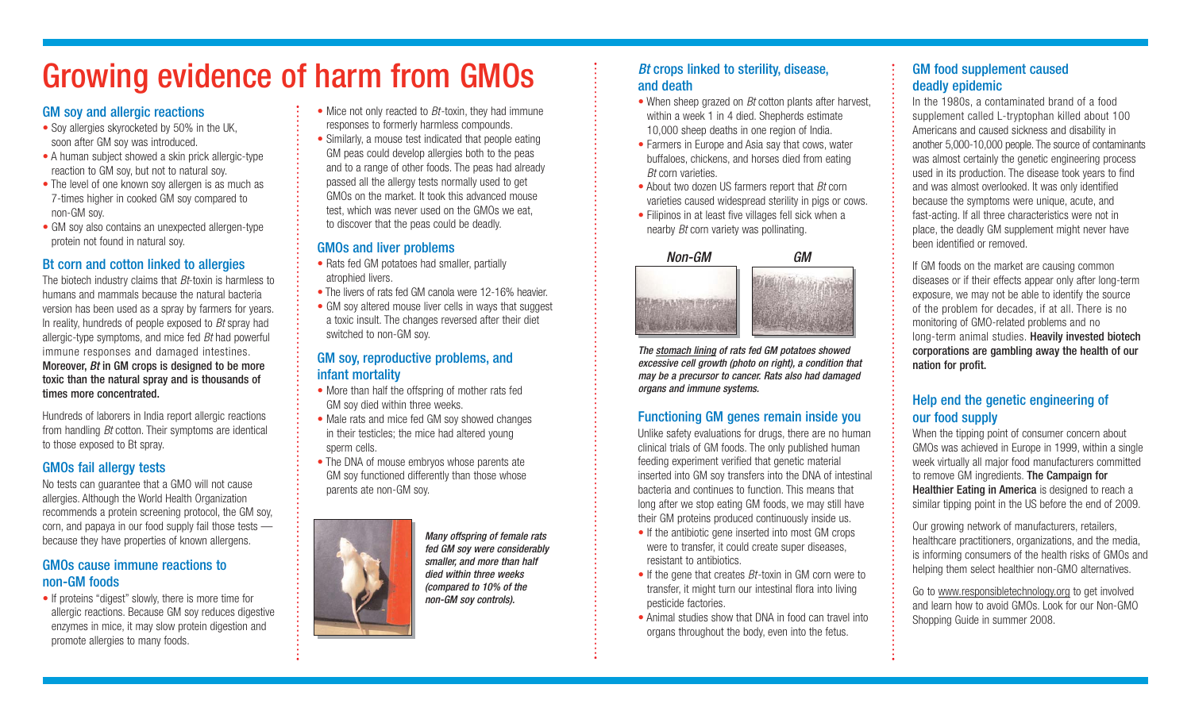# Growing evidence of harm from GMOs

## GM soy and allergic reactions

- Soy allergies skyrocketed by 50% in the UK, soon after GM soy was introduced.
- A human subject showed a skin prick allergic-type reaction to GM soy, but not to natural soy.
- The level of one known soy allergen is as much as 7-times higher in cooked GM soy compared to non-GM soy.
- GM soy also contains an unexpected allergen-type protein not found in natural soy.

## Bt corn and cotton linked to allergies

The biotech industry claims that *Bt*-toxin is harmless to humans and mammals because the natural bacteria version has been used as a spray by farmers for years. In reality, hundreds of people exposed to *Bt* spray had allergic-type symptoms, and mice fed *Bt* had powerful immune responses and damaged intestines. **Moreover, *Bt* in GM crops is designed to be more toxic than the natural spray and is thousands of times more concentrated.**

Hundreds of laborers in India report allergic reactions from handling *Bt* cotton. Their symptoms are identical to those exposed to Bt spray.

## GMOs fail allergy tests

No tests can guarantee that a GMO will not cause allergies. Although the World Health Organization recommends a protein screening protocol, the GM soy, corn, and papaya in our food supply fail those tests — because they have properties of known allergens.

## GMOs cause immune reactions to non-GM foods

- If proteins "digest" slowly, there is more time for allergic reactions. Because GM soy reduces digestive enzymes in mice, it may slow protein digestion and promote allergies to many foods.
- Mice not only reacted to *Bt*-toxin, they had immune responses to formerly harmless compounds.
- Similarly, a mouse test indicated that people eating GM peas could develop allergies both to the peas and to a range of other foods. The peas had already passed all the allergy tests normally used to get GMOs on the market. It took this advanced mouse test, which was never used on the GMOs we eat, to discover that the peas could be deadly.

## GMOs and liver problems

- Rats fed GM potatoes had smaller, partially atrophied livers.
- The livers of rats fed GM canola were 12-16% heavier.
- GM soy altered mouse liver cells in ways that suggest a toxic insult. The changes reversed after their diet switched to non-GM soy.

## GM soy, reproductive problems, and infant mortality

- More than half the offspring of mother rats fed GM soy died within three weeks.
- Male rats and mice fed GM soy showed changes in their testicles; the mice had altered young sperm cells.
- The DNA of mouse embryos whose parents ate GM soy functioned differently than those whose parents ate non-GM soy.

*Many offspring of female rats fed GM soy were considerably smaller, and more than half died within three weeks (compared to 10% of the non-GM soy controls).*

## *Bt* crops linked to sterility, disease, and death

- When sheep grazed on *Bt* cotton plants after harvest, within a week 1 in 4 died. Shepherds estimate 10,000 sheep deaths in one region of India.
- Farmers in Europe and Asia say that cows, water buffaloes, chickens, and horses died from eating *Bt* corn varieties.
- About two dozen US farmers report that *Bt* corn varieties caused widespread sterility in pigs or cows.
- Filipinos in at least five villages fell sick when a nearby *Bt* corn variety was pollinating.

Non-GM

GM

*The stomach lining of rats fed GM potatoes showed excessive cell growth (photo on right), a condition that may be a precursor to cancer. Rats also had damaged organs and immune systems.*

## Functioning GM genes remain inside you

Unlike safety evaluations for drugs, there are no human clinical trials of GM foods. The only published human feeding experiment verified that genetic material inserted into GM soy transfers into the DNA of intestinal bacteria and continues to function. This means that long after we stop eating GM foods, we may still have their GM proteins produced continuously inside us.

- If the antibiotic gene inserted into most GM crops were to transfer, it could create super diseases, resistant to antibiotics.
- If the gene that creates *Bt*-toxin in GM corn were to transfer, it might turn our intestinal flora into living pesticide factories.
- Animal studies show that DNA in food can travel into organs throughout the body, even into the fetus.

## GM food supplement caused deadly epidemic

In the 1980s, a contaminated brand of a food supplement called L-tryptophan killed about 100 Americans and caused sickness and disability in another 5,000-10,000 people. The source of contaminants was almost certainly the genetic engineering process used in its production. The disease took years to find and was almost overlooked. It was only identified because the symptoms were unique, acute, and fast-acting. If all three characteristics were not in place, the deadly GM supplement might never have been identified or removed.

If GM foods on the market are causing common diseases or if their effects appear only after long-term exposure, we may not be able to identify the source of the problem for decades, if at all. There is no monitoring of GMO-related problems and no long-term animal studies. **Heavily invested biotech corporations are gambling away the health of our nation for profit.**

## Help end the genetic engineering of our food supply

When the tipping point of consumer concern about GMOs was achieved in Europe in 1999, within a single week virtually all major food manufacturers committed to remove GM ingredients. **The Campaign for Healthier Eating in America** is designed to reach a similar tipping point in the US before the end of 2009.

Our growing network of manufacturers, retailers, healthcare practitioners, organizations, and the media, is informing consumers of the health risks of GMOs and helping them select healthier non-GMO alternatives.

Go to www.responsibletechnology.org to get involved and learn how to avoid GMOs. Look for our Non-GMO Shopping Guide in summer 2008.